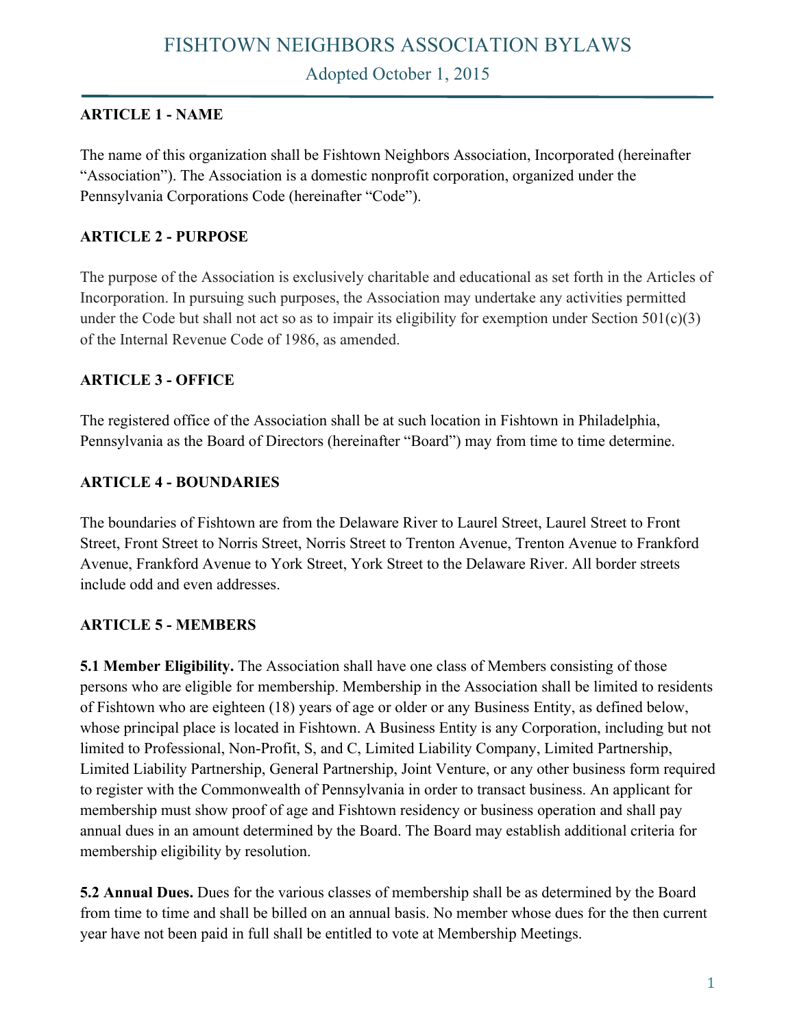# FISHTOWN NEIGHBORS ASSOCIATION BYLAWS

Adopted October 1, 2015

**ARTICLE 1 - NAME**

The name of this organization shall be Fishtown Neighbors Association, Incorporated (hereinafter "Association"). The Association is a domestic nonprofit corporation, organized under the Pennsylvania Corporations Code (hereinafter "Code").

**ARTICLE 2 - PURPOSE**

The purpose of the Association is exclusively charitable and educational as set forth in the Articles of Incorporation. In pursuing such purposes, the Association may undertake any activities permitted under the Code but shall not act so as to impair its eligibility for exemption under Section 501(c)(3) of the Internal Revenue Code of 1986, as amended.

**ARTICLE 3 - OFFICE**

The registered office of the Association shall be at such location in Fishtown in Philadelphia, Pennsylvania as the Board of Directors (hereinafter "Board") may from time to time determine.

**ARTICLE 4 - BOUNDARIES**

The boundaries of Fishtown are from the Delaware River to Laurel Street, Laurel Street to Front Street, Front Street to Norris Street, Norris Street to Trenton Avenue, Trenton Avenue to Frankford Avenue, Frankford Avenue to York Street, York Street to the Delaware River. All border streets include odd and even addresses.

**ARTICLE 5 - MEMBERS**

**5.1 Member Eligibility.** The Association shall have one class of Members consisting of those persons who are eligible for membership. Membership in the Association shall be limited to residents of Fishtown who are eighteen (18) years of age or older or any Business Entity, as defined below, whose principal place is located in Fishtown. A Business Entity is any Corporation, including but not limited to Professional, Non-Profit, S, and C, Limited Liability Company, Limited Partnership, Limited Liability Partnership, General Partnership, Joint Venture, or any other business form required to register with the Commonwealth of Pennsylvania in order to transact business. An applicant for membership must show proof of age and Fishtown residency or business operation and shall pay annual dues in an amount determined by the Board. The Board may establish additional criteria for membership eligibility by resolution.

**5.2 Annual Dues.** Dues for the various classes of membership shall be as determined by the Board from time to time and shall be billed on an annual basis. No member whose dues for the then current year have not been paid in full shall be entitled to vote at Membership Meetings.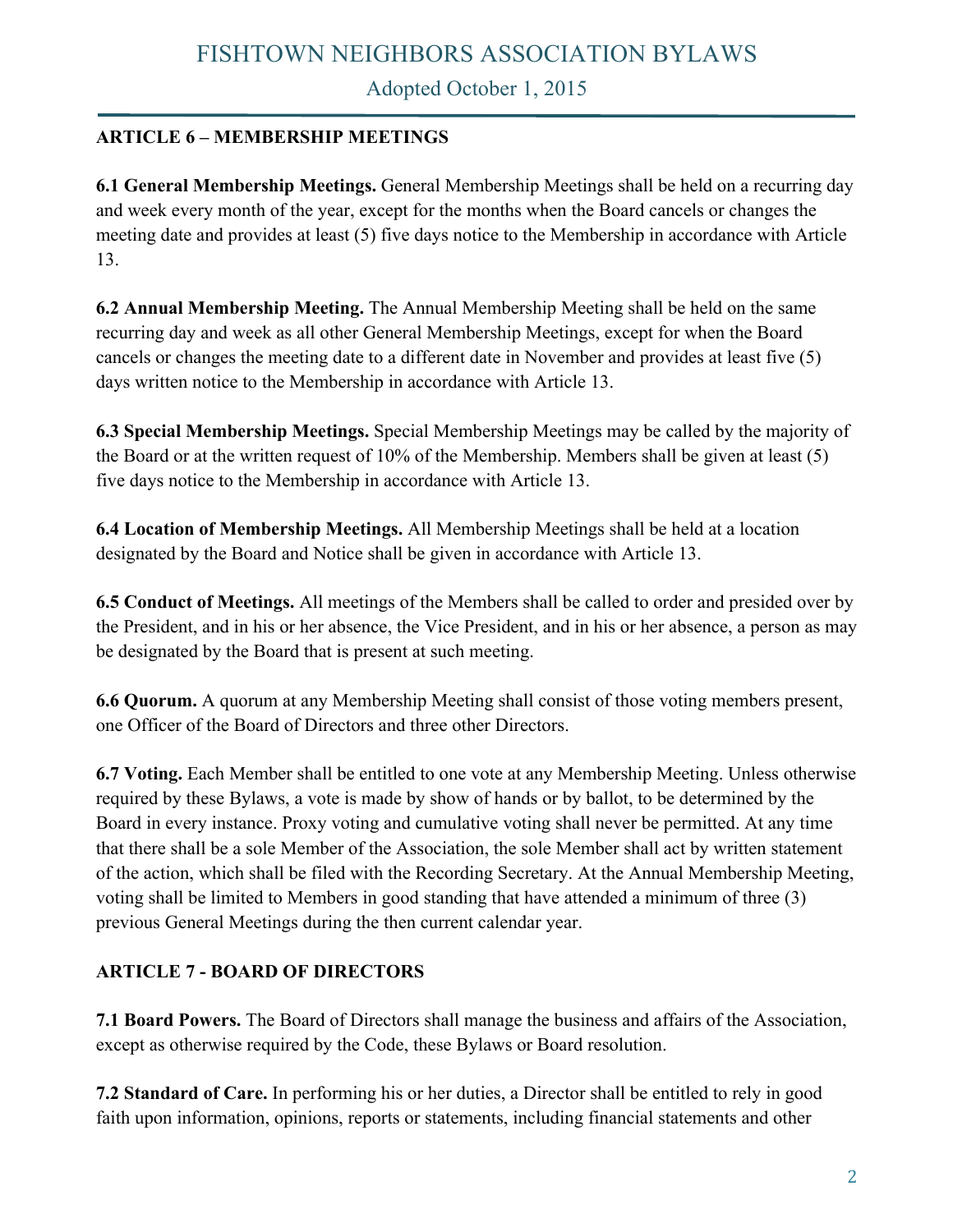## ARTICLE 6 – MEMBERSHIP MEETINGS

**6.1 General Membership Meetings.** General Membership Meetings shall be held on a recurring day and week every month of the year, except for the months when the Board cancels or changes the meeting date and provides at least (5) five days notice to the Membership in accordance with Article 13.

**6.2 Annual Membership Meeting.** The Annual Membership Meeting shall be held on the same recurring day and week as all other General Membership Meetings, except for when the Board cancels or changes the meeting date to a different date in November and provides at least five (5) days written notice to the Membership in accordance with Article 13.

**6.3 Special Membership Meetings.** Special Membership Meetings may be called by the majority of the Board or at the written request of 10% of the Membership. Members shall be given at least (5) five days notice to the Membership in accordance with Article 13.

**6.4 Location of Membership Meetings.** All Membership Meetings shall be held at a location designated by the Board and Notice shall be given in accordance with Article 13.

**6.5 Conduct of Meetings.** All meetings of the Members shall be called to order and presided over by the President, and in his or her absence, the Vice President, and in his or her absence, a person as may be designated by the Board that is present at such meeting.

**6.6 Quorum.** A quorum at any Membership Meeting shall consist of those voting members present, one Officer of the Board of Directors and three other Directors.

**6.7 Voting.** Each Member shall be entitled to one vote at any Membership Meeting. Unless otherwise required by these Bylaws, a vote is made by show of hands or by ballot, to be determined by the Board in every instance. Proxy voting and cumulative voting shall never be permitted. At any time that there shall be a sole Member of the Association, the sole Member shall act by written statement of the action, which shall be filed with the Recording Secretary. At the Annual Membership Meeting, voting shall be limited to Members in good standing that have attended a minimum of three (3) previous General Meetings during the then current calendar year.

## ARTICLE 7 - BOARD OF DIRECTORS

**7.1 Board Powers.** The Board of Directors shall manage the business and affairs of the Association, except as otherwise required by the Code, these Bylaws or Board resolution.

**7.2 Standard of Care.** In performing his or her duties, a Director shall be entitled to rely in good faith upon information, opinions, reports or statements, including financial statements and other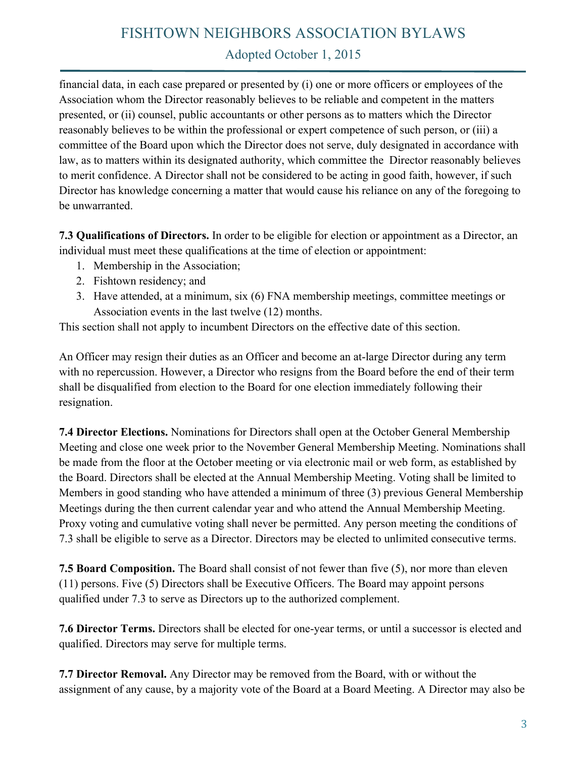financial data, in each case prepared or presented by (i) one or more officers or employees of the Association whom the Director reasonably believes to be reliable and competent in the matters presented, or (ii) counsel, public accountants or other persons as to matters which the Director reasonably believes to be within the professional or expert competence of such person, or (iii) a committee of the Board upon which the Director does not serve, duly designated in accordance with law, as to matters within its designated authority, which committee the Director reasonably believes to merit confidence. A Director shall not be considered to be acting in good faith, however, if such Director has knowledge concerning a matter that would cause his reliance on any of the foregoing to be unwarranted.

**7.3 Qualifications of Directors.** In order to be eligible for election or appointment as a Director, an individual must meet these qualifications at the time of election or appointment:

1. Membership in the Association;
2. Fishtown residency; and
3. Have attended, at a minimum, six (6) FNA membership meetings, committee meetings or Association events in the last twelve (12) months.

This section shall not apply to incumbent Directors on the effective date of this section.

An Officer may resign their duties as an Officer and become an at-large Director during any term with no repercussion. However, a Director who resigns from the Board before the end of their term shall be disqualified from election to the Board for one election immediately following their resignation.

**7.4 Director Elections.** Nominations for Directors shall open at the October General Membership Meeting and close one week prior to the November General Membership Meeting. Nominations shall be made from the floor at the October meeting or via electronic mail or web form, as established by the Board. Directors shall be elected at the Annual Membership Meeting. Voting shall be limited to Members in good standing who have attended a minimum of three (3) previous General Membership Meetings during the then current calendar year and who attend the Annual Membership Meeting. Proxy voting and cumulative voting shall never be permitted. Any person meeting the conditions of 7.3 shall be eligible to serve as a Director. Directors may be elected to unlimited consecutive terms.

**7.5 Board Composition.** The Board shall consist of not fewer than five (5), nor more than eleven (11) persons. Five (5) Directors shall be Executive Officers. The Board may appoint persons qualified under 7.3 to serve as Directors up to the authorized complement.

**7.6 Director Terms.** Directors shall be elected for one-year terms, or until a successor is elected and qualified. Directors may serve for multiple terms.

**7.7 Director Removal.** Any Director may be removed from the Board, with or without the assignment of any cause, by a majority vote of the Board at a Board Meeting. A Director may also be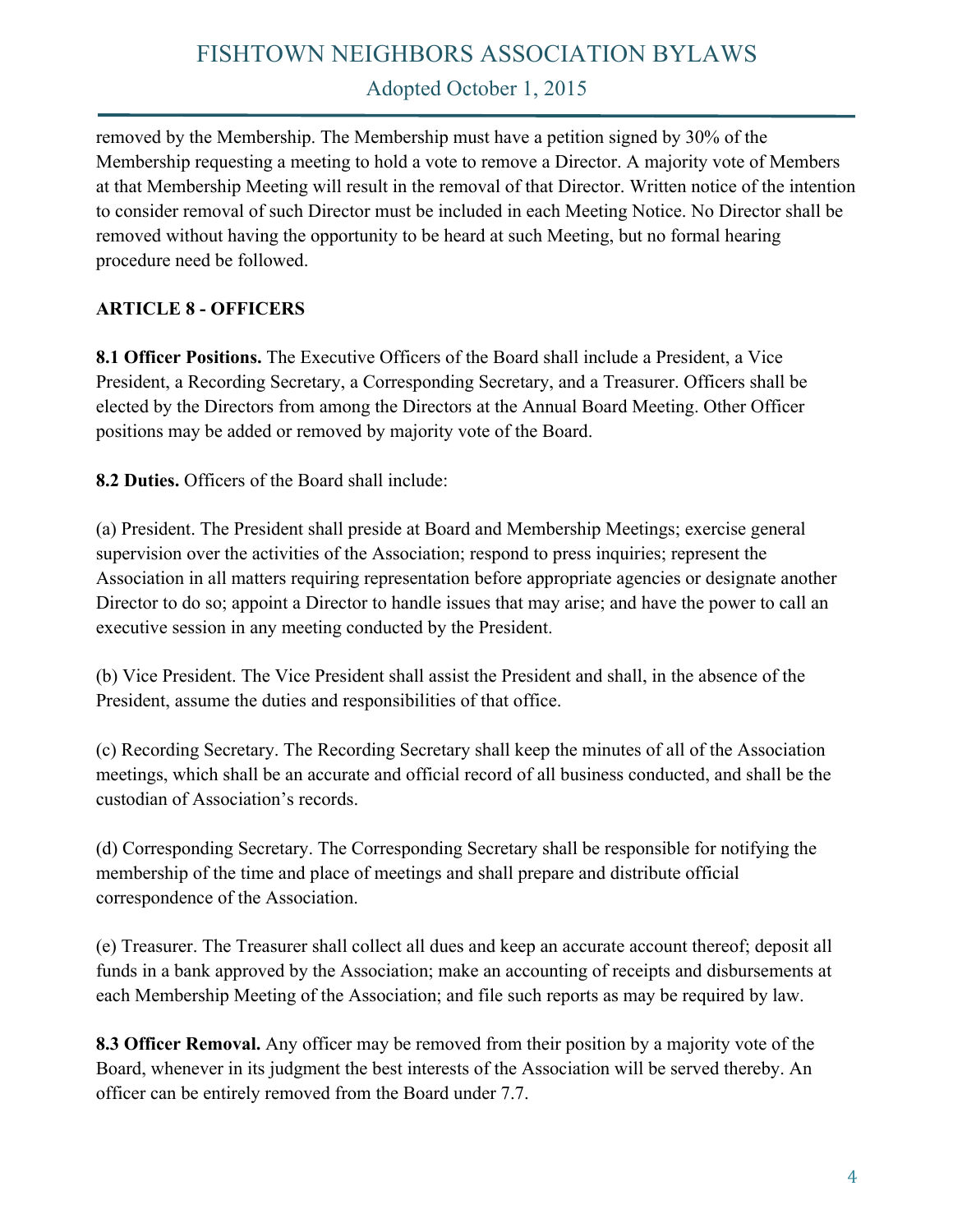removed by the Membership. The Membership must have a petition signed by 30% of the Membership requesting a meeting to hold a vote to remove a Director. A majority vote of Members at that Membership Meeting will result in the removal of that Director. Written notice of the intention to consider removal of such Director must be included in each Meeting Notice. No Director shall be removed without having the opportunity to be heard at such Meeting, but no formal hearing procedure need be followed.

**ARTICLE 8 - OFFICERS**

**8.1 Officer Positions.** The Executive Officers of the Board shall include a President, a Vice President, a Recording Secretary, a Corresponding Secretary, and a Treasurer. Officers shall be elected by the Directors from among the Directors at the Annual Board Meeting. Other Officer positions may be added or removed by majority vote of the Board.

**8.2 Duties.** Officers of the Board shall include:

(a) President. The President shall preside at Board and Membership Meetings; exercise general supervision over the activities of the Association; respond to press inquiries; represent the Association in all matters requiring representation before appropriate agencies or designate another Director to do so; appoint a Director to handle issues that may arise; and have the power to call an executive session in any meeting conducted by the President.

(b) Vice President. The Vice President shall assist the President and shall, in the absence of the President, assume the duties and responsibilities of that office.

(c) Recording Secretary. The Recording Secretary shall keep the minutes of all of the Association meetings, which shall be an accurate and official record of all business conducted, and shall be the custodian of Association's records.

(d) Corresponding Secretary. The Corresponding Secretary shall be responsible for notifying the membership of the time and place of meetings and shall prepare and distribute official correspondence of the Association.

(e) Treasurer. The Treasurer shall collect all dues and keep an accurate account thereof; deposit all funds in a bank approved by the Association; make an accounting of receipts and disbursements at each Membership Meeting of the Association; and file such reports as may be required by law.

**8.3 Officer Removal.** Any officer may be removed from their position by a majority vote of the Board, whenever in its judgment the best interests of the Association will be served thereby. An officer can be entirely removed from the Board under 7.7.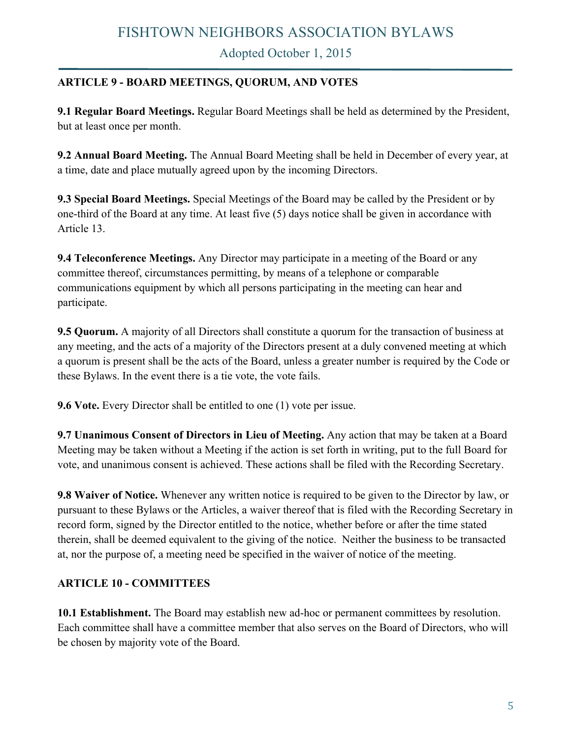**ARTICLE 9 - BOARD MEETINGS, QUORUM, AND VOTES**

**9.1 Regular Board Meetings.** Regular Board Meetings shall be held as determined by the President, but at least once per month.

**9.2 Annual Board Meeting.** The Annual Board Meeting shall be held in December of every year, at a time, date and place mutually agreed upon by the incoming Directors.

**9.3 Special Board Meetings.** Special Meetings of the Board may be called by the President or by one-third of the Board at any time. At least five (5) days notice shall be given in accordance with Article 13.

**9.4 Teleconference Meetings.** Any Director may participate in a meeting of the Board or any committee thereof, circumstances permitting, by means of a telephone or comparable communications equipment by which all persons participating in the meeting can hear and participate.

**9.5 Quorum.** A majority of all Directors shall constitute a quorum for the transaction of business at any meeting, and the acts of a majority of the Directors present at a duly convened meeting at which a quorum is present shall be the acts of the Board, unless a greater number is required by the Code or these Bylaws. In the event there is a tie vote, the vote fails.

**9.6 Vote.** Every Director shall be entitled to one (1) vote per issue.

**9.7 Unanimous Consent of Directors in Lieu of Meeting.** Any action that may be taken at a Board Meeting may be taken without a Meeting if the action is set forth in writing, put to the full Board for vote, and unanimous consent is achieved. These actions shall be filed with the Recording Secretary.

**9.8 Waiver of Notice.** Whenever any written notice is required to be given to the Director by law, or pursuant to these Bylaws or the Articles, a waiver thereof that is filed with the Recording Secretary in record form, signed by the Director entitled to the notice, whether before or after the time stated therein, shall be deemed equivalent to the giving of the notice. Neither the business to be transacted at, nor the purpose of, a meeting need be specified in the waiver of notice of the meeting.

**ARTICLE 10 - COMMITTEES**

**10.1 Establishment.** The Board may establish new ad-hoc or permanent committees by resolution. Each committee shall have a committee member that also serves on the Board of Directors, who will be chosen by majority vote of the Board.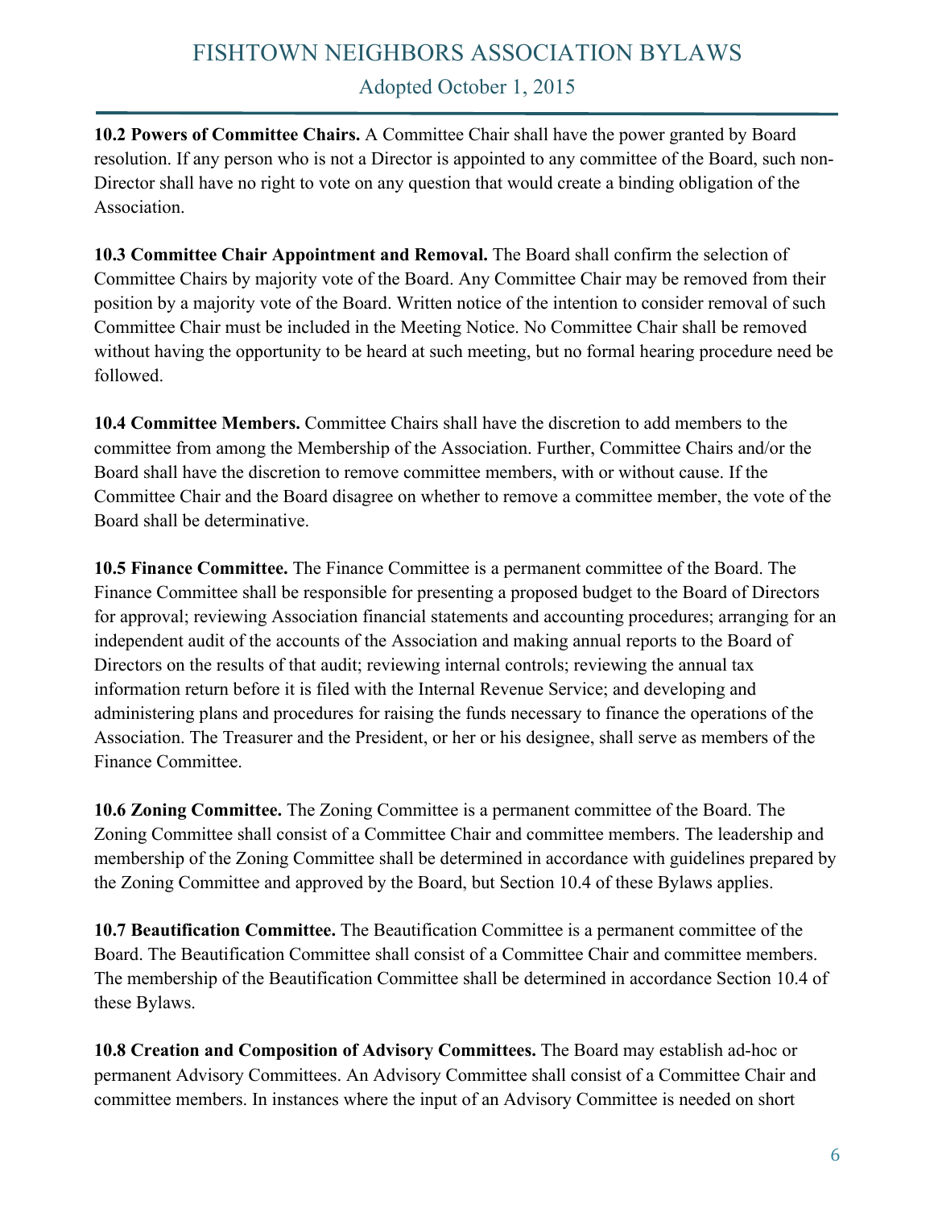**10.2 Powers of Committee Chairs.** A Committee Chair shall have the power granted by Board resolution. If any person who is not a Director is appointed to any committee of the Board, such non-Director shall have no right to vote on any question that would create a binding obligation of the Association.

**10.3 Committee Chair Appointment and Removal.** The Board shall confirm the selection of Committee Chairs by majority vote of the Board. Any Committee Chair may be removed from their position by a majority vote of the Board. Written notice of the intention to consider removal of such Committee Chair must be included in the Meeting Notice. No Committee Chair shall be removed without having the opportunity to be heard at such meeting, but no formal hearing procedure need be followed.

**10.4 Committee Members.** Committee Chairs shall have the discretion to add members to the committee from among the Membership of the Association. Further, Committee Chairs and/or the Board shall have the discretion to remove committee members, with or without cause. If the Committee Chair and the Board disagree on whether to remove a committee member, the vote of the Board shall be determinative.

**10.5 Finance Committee.** The Finance Committee is a permanent committee of the Board. The Finance Committee shall be responsible for presenting a proposed budget to the Board of Directors for approval; reviewing Association financial statements and accounting procedures; arranging for an independent audit of the accounts of the Association and making annual reports to the Board of Directors on the results of that audit; reviewing internal controls; reviewing the annual tax information return before it is filed with the Internal Revenue Service; and developing and administering plans and procedures for raising the funds necessary to finance the operations of the Association. The Treasurer and the President, or her or his designee, shall serve as members of the Finance Committee.

**10.6 Zoning Committee.** The Zoning Committee is a permanent committee of the Board. The Zoning Committee shall consist of a Committee Chair and committee members. The leadership and membership of the Zoning Committee shall be determined in accordance with guidelines prepared by the Zoning Committee and approved by the Board, but Section 10.4 of these Bylaws applies.

**10.7 Beautification Committee.** The Beautification Committee is a permanent committee of the Board. The Beautification Committee shall consist of a Committee Chair and committee members. The membership of the Beautification Committee shall be determined in accordance Section 10.4 of these Bylaws.

**10.8 Creation and Composition of Advisory Committees.** The Board may establish ad-hoc or permanent Advisory Committees. An Advisory Committee shall consist of a Committee Chair and committee members. In instances where the input of an Advisory Committee is needed on short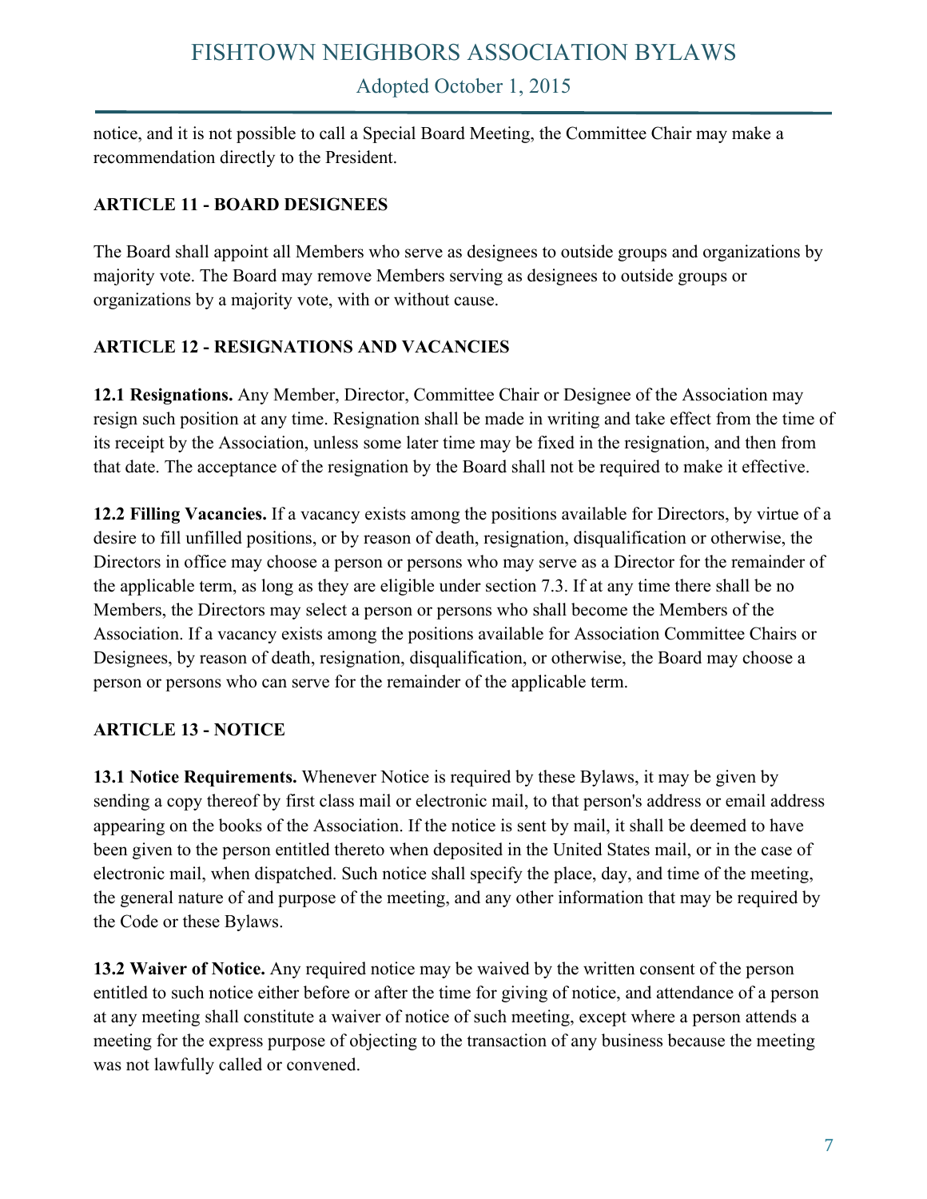notice, and it is not possible to call a Special Board Meeting, the Committee Chair may make a recommendation directly to the President.

## ARTICLE 11 - BOARD DESIGNEES

The Board shall appoint all Members who serve as designees to outside groups and organizations by majority vote. The Board may remove Members serving as designees to outside groups or organizations by a majority vote, with or without cause.

## ARTICLE 12 - RESIGNATIONS AND VACANCIES

**12.1 Resignations.** Any Member, Director, Committee Chair or Designee of the Association may resign such position at any time. Resignation shall be made in writing and take effect from the time of its receipt by the Association, unless some later time may be fixed in the resignation, and then from that date. The acceptance of the resignation by the Board shall not be required to make it effective.

**12.2 Filling Vacancies.** If a vacancy exists among the positions available for Directors, by virtue of a desire to fill unfilled positions, or by reason of death, resignation, disqualification or otherwise, the Directors in office may choose a person or persons who may serve as a Director for the remainder of the applicable term, as long as they are eligible under section 7.3. If at any time there shall be no Members, the Directors may select a person or persons who shall become the Members of the Association. If a vacancy exists among the positions available for Association Committee Chairs or Designees, by reason of death, resignation, disqualification, or otherwise, the Board may choose a person or persons who can serve for the remainder of the applicable term.

## ARTICLE 13 - NOTICE

**13.1 Notice Requirements.** Whenever Notice is required by these Bylaws, it may be given by sending a copy thereof by first class mail or electronic mail, to that person's address or email address appearing on the books of the Association. If the notice is sent by mail, it shall be deemed to have been given to the person entitled thereto when deposited in the United States mail, or in the case of electronic mail, when dispatched. Such notice shall specify the place, day, and time of the meeting, the general nature of and purpose of the meeting, and any other information that may be required by the Code or these Bylaws.

**13.2 Waiver of Notice.** Any required notice may be waived by the written consent of the person entitled to such notice either before or after the time for giving of notice, and attendance of a person at any meeting shall constitute a waiver of notice of such meeting, except where a person attends a meeting for the express purpose of objecting to the transaction of any business because the meeting was not lawfully called or convened.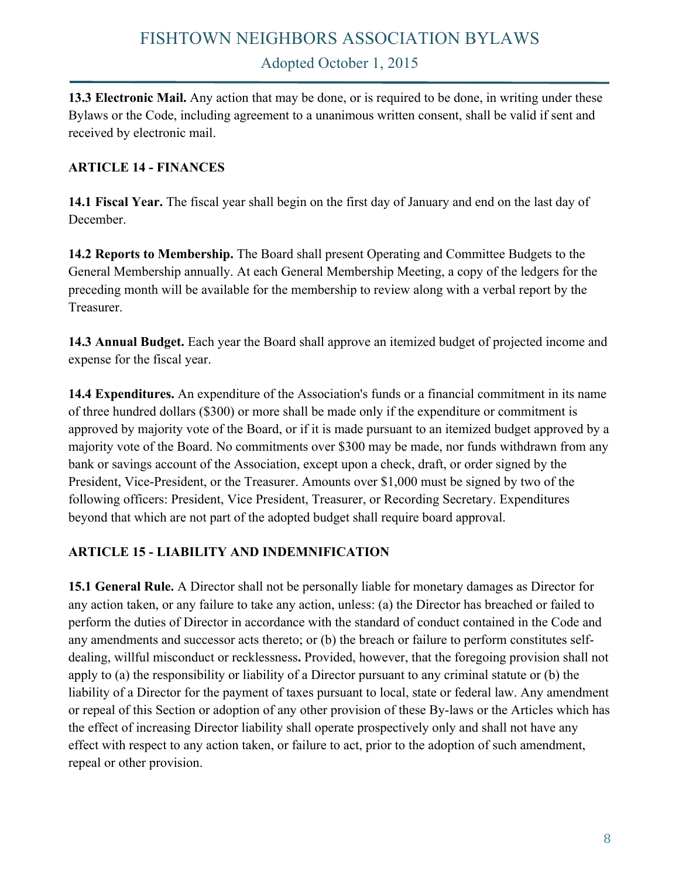**13.3 Electronic Mail.** Any action that may be done, or is required to be done, in writing under these Bylaws or the Code, including agreement to a unanimous written consent, shall be valid if sent and received by electronic mail.

## ARTICLE 14 - FINANCES

**14.1 Fiscal Year.** The fiscal year shall begin on the first day of January and end on the last day of December.

**14.2 Reports to Membership.** The Board shall present Operating and Committee Budgets to the General Membership annually. At each General Membership Meeting, a copy of the ledgers for the preceding month will be available for the membership to review along with a verbal report by the Treasurer.

**14.3 Annual Budget.** Each year the Board shall approve an itemized budget of projected income and expense for the fiscal year.

**14.4 Expenditures.** An expenditure of the Association's funds or a financial commitment in its name of three hundred dollars ($300) or more shall be made only if the expenditure or commitment is approved by majority vote of the Board, or if it is made pursuant to an itemized budget approved by a majority vote of the Board. No commitments over $300 may be made, nor funds withdrawn from any bank or savings account of the Association, except upon a check, draft, or order signed by the President, Vice-President, or the Treasurer. Amounts over $1,000 must be signed by two of the following officers: President, Vice President, Treasurer, or Recording Secretary. Expenditures beyond that which are not part of the adopted budget shall require board approval.

## ARTICLE 15 - LIABILITY AND INDEMNIFICATION

**15.1 General Rule.** A Director shall not be personally liable for monetary damages as Director for any action taken, or any failure to take any action, unless: (a) the Director has breached or failed to perform the duties of Director in accordance with the standard of conduct contained in the Code and any amendments and successor acts thereto; or (b) the breach or failure to perform constitutes self-dealing, willful misconduct or recklessness**.** Provided, however, that the foregoing provision shall not apply to (a) the responsibility or liability of a Director pursuant to any criminal statute or (b) the liability of a Director for the payment of taxes pursuant to local, state or federal law. Any amendment or repeal of this Section or adoption of any other provision of these By-laws or the Articles which has the effect of increasing Director liability shall operate prospectively only and shall not have any effect with respect to any action taken, or failure to act, prior to the adoption of such amendment, repeal or other provision.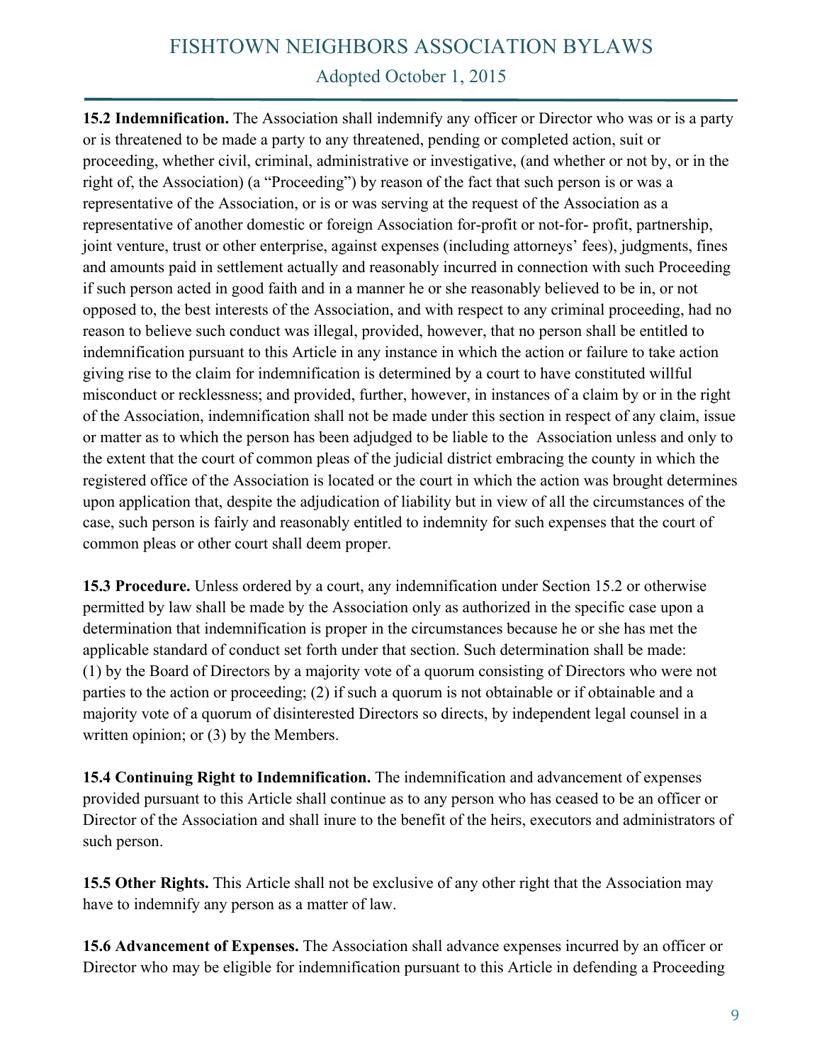**15.2 Indemnification.** The Association shall indemnify any officer or Director who was or is a party or is threatened to be made a party to any threatened, pending or completed action, suit or proceeding, whether civil, criminal, administrative or investigative, (and whether or not by, or in the right of, the Association) (a "Proceeding") by reason of the fact that such person is or was a representative of the Association, or is or was serving at the request of the Association as a representative of another domestic or foreign Association for-profit or not-for- profit, partnership, joint venture, trust or other enterprise, against expenses (including attorneys' fees), judgments, fines and amounts paid in settlement actually and reasonably incurred in connection with such Proceeding if such person acted in good faith and in a manner he or she reasonably believed to be in, or not opposed to, the best interests of the Association, and with respect to any criminal proceeding, had no reason to believe such conduct was illegal, provided, however, that no person shall be entitled to indemnification pursuant to this Article in any instance in which the action or failure to take action giving rise to the claim for indemnification is determined by a court to have constituted willful misconduct or recklessness; and provided, further, however, in instances of a claim by or in the right of the Association, indemnification shall not be made under this section in respect of any claim, issue or matter as to which the person has been adjudged to be liable to the Association unless and only to the extent that the court of common pleas of the judicial district embracing the county in which the registered office of the Association is located or the court in which the action was brought determines upon application that, despite the adjudication of liability but in view of all the circumstances of the case, such person is fairly and reasonably entitled to indemnity for such expenses that the court of common pleas or other court shall deem proper.

**15.3 Procedure.** Unless ordered by a court, any indemnification under Section 15.2 or otherwise permitted by law shall be made by the Association only as authorized in the specific case upon a determination that indemnification is proper in the circumstances because he or she has met the applicable standard of conduct set forth under that section. Such determination shall be made: (1) by the Board of Directors by a majority vote of a quorum consisting of Directors who were not parties to the action or proceeding; (2) if such a quorum is not obtainable or if obtainable and a majority vote of a quorum of disinterested Directors so directs, by independent legal counsel in a written opinion; or (3) by the Members.

**15.4 Continuing Right to Indemnification.** The indemnification and advancement of expenses provided pursuant to this Article shall continue as to any person who has ceased to be an officer or Director of the Association and shall inure to the benefit of the heirs, executors and administrators of such person.

**15.5 Other Rights.** This Article shall not be exclusive of any other right that the Association may have to indemnify any person as a matter of law.

**15.6 Advancement of Expenses.** The Association shall advance expenses incurred by an officer or Director who may be eligible for indemnification pursuant to this Article in defending a Proceeding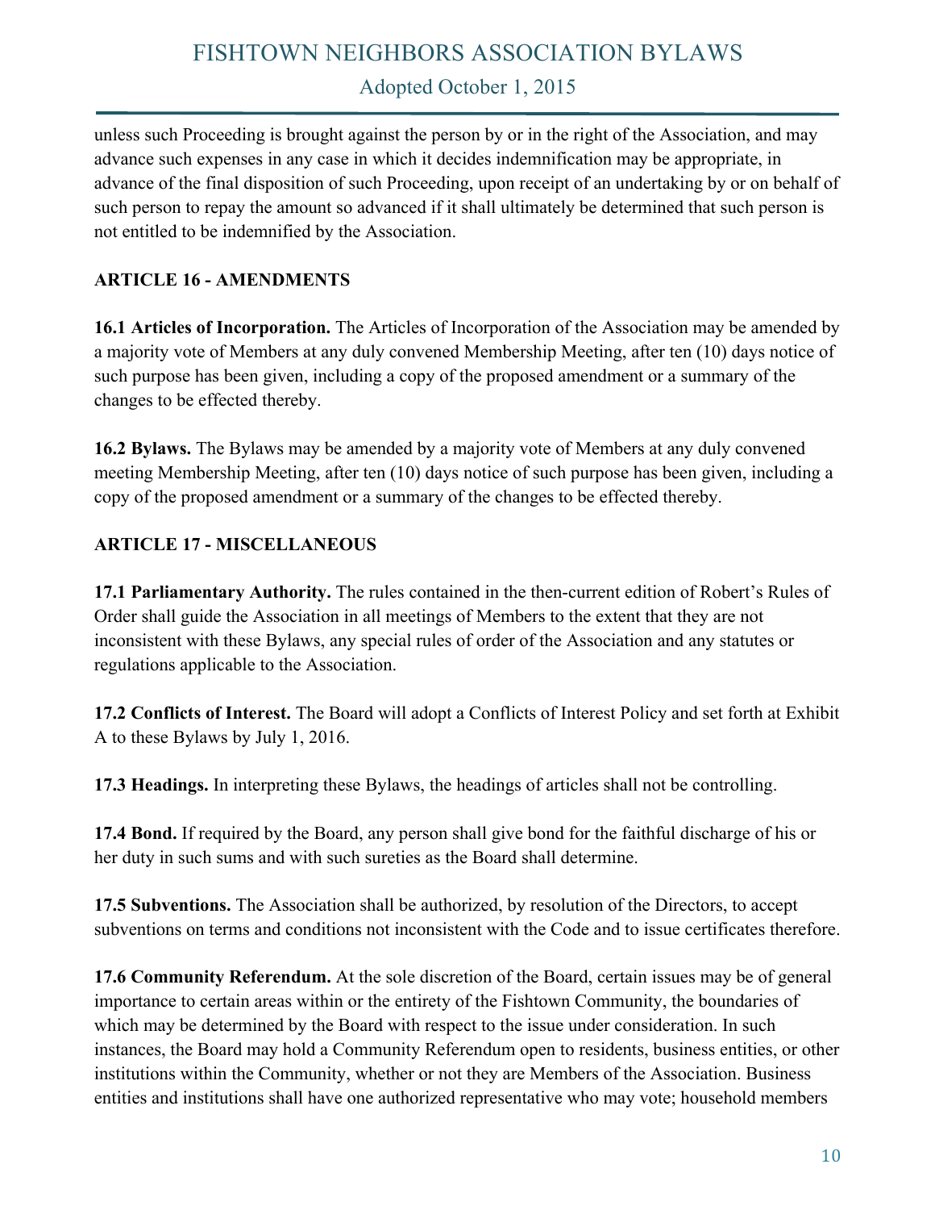unless such Proceeding is brought against the person by or in the right of the Association, and may advance such expenses in any case in which it decides indemnification may be appropriate, in advance of the final disposition of such Proceeding, upon receipt of an undertaking by or on behalf of such person to repay the amount so advanced if it shall ultimately be determined that such person is not entitled to be indemnified by the Association.

**ARTICLE 16 - AMENDMENTS**

**16.1 Articles of Incorporation.** The Articles of Incorporation of the Association may be amended by a majority vote of Members at any duly convened Membership Meeting, after ten (10) days notice of such purpose has been given, including a copy of the proposed amendment or a summary of the changes to be effected thereby.

**16.2 Bylaws.** The Bylaws may be amended by a majority vote of Members at any duly convened meeting Membership Meeting, after ten (10) days notice of such purpose has been given, including a copy of the proposed amendment or a summary of the changes to be effected thereby.

**ARTICLE 17 - MISCELLANEOUS**

**17.1 Parliamentary Authority.** The rules contained in the then-current edition of Robert's Rules of Order shall guide the Association in all meetings of Members to the extent that they are not inconsistent with these Bylaws, any special rules of order of the Association and any statutes or regulations applicable to the Association.

**17.2 Conflicts of Interest.** The Board will adopt a Conflicts of Interest Policy and set forth at Exhibit A to these Bylaws by July 1, 2016.

**17.3 Headings.** In interpreting these Bylaws, the headings of articles shall not be controlling.

**17.4 Bond.** If required by the Board, any person shall give bond for the faithful discharge of his or her duty in such sums and with such sureties as the Board shall determine.

**17.5 Subventions.** The Association shall be authorized, by resolution of the Directors, to accept subventions on terms and conditions not inconsistent with the Code and to issue certificates therefore.

**17.6 Community Referendum.** At the sole discretion of the Board, certain issues may be of general importance to certain areas within or the entirety of the Fishtown Community, the boundaries of which may be determined by the Board with respect to the issue under consideration. In such instances, the Board may hold a Community Referendum open to residents, business entities, or other institutions within the Community, whether or not they are Members of the Association. Business entities and institutions shall have one authorized representative who may vote; household members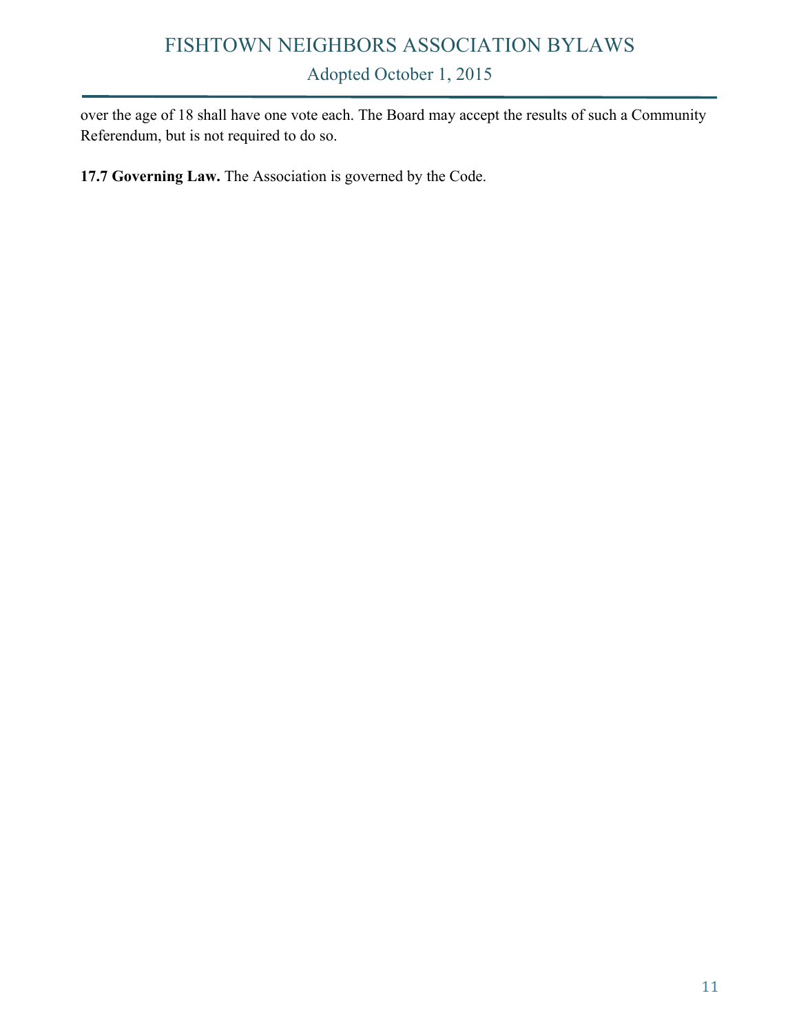over the age of 18 shall have one vote each. The Board may accept the results of such a Community Referendum, but is not required to do so.

**17.7 Governing Law.** The Association is governed by the Code.